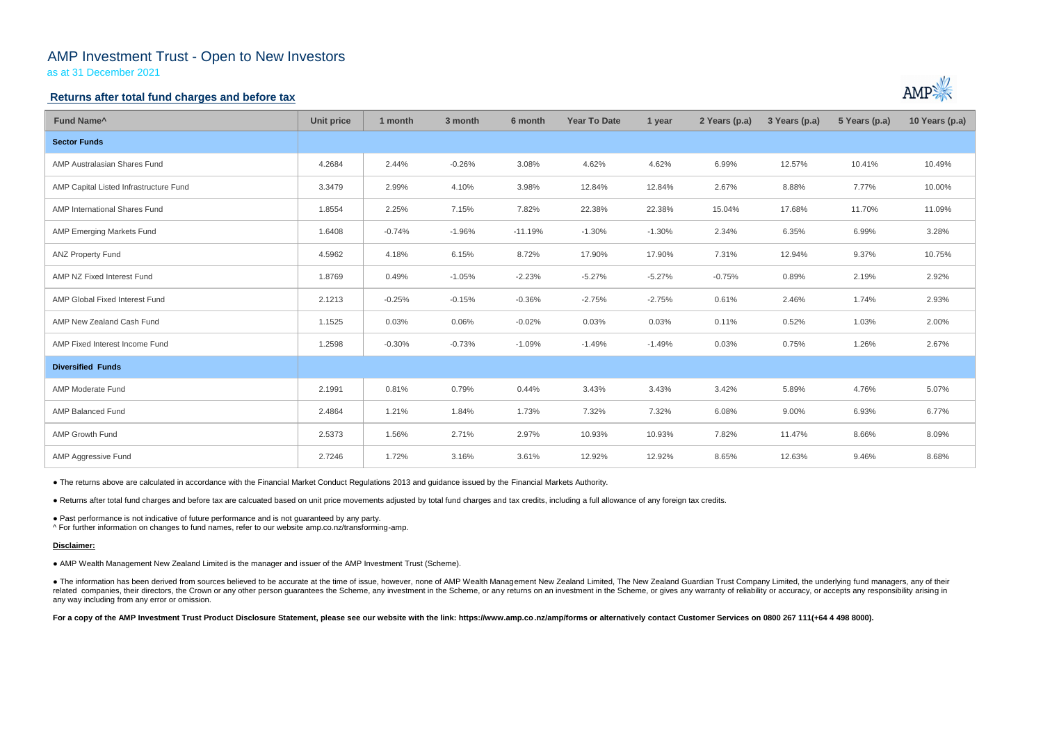# AMP Investment Trust - Open to New Investors

as at 31 December 2021

## Returns after total fund charges and before tax

| Fund Name^ | Unit price | 1 month | 3 month | 6 month | Year To Date | 1 year | 2 Years (p.a) | 3 Years (p.a) | 5 Years (p.a) | 10 Years (p.a) |
|---|---|---|---|---|---|---|---|---|---|---|
| **Sector Funds** | | | | | | | | | | |
| AMP Australasian Shares Fund | 4.2684 | 2.44% | -0.26% | 3.08% | 4.62% | 4.62% | 6.99% | 12.57% | 10.41% | 10.49% |
| AMP Capital Listed Infrastructure Fund | 3.3479 | 2.99% | 4.10% | 3.98% | 12.84% | 12.84% | 2.67% | 8.88% | 7.77% | 10.00% |
| AMP International Shares Fund | 1.8554 | 2.25% | 7.15% | 7.82% | 22.38% | 22.38% | 15.04% | 17.68% | 11.70% | 11.09% |
| AMP Emerging Markets Fund | 1.6408 | -0.74% | -1.96% | -11.19% | -1.30% | -1.30% | 2.34% | 6.35% | 6.99% | 3.28% |
| ANZ Property Fund | 4.5962 | 4.18% | 6.15% | 8.72% | 17.90% | 17.90% | 7.31% | 12.94% | 9.37% | 10.75% |
| AMP NZ Fixed Interest Fund | 1.8769 | 0.49% | -1.05% | -2.23% | -5.27% | -5.27% | -0.75% | 0.89% | 2.19% | 2.92% |
| AMP Global Fixed Interest Fund | 2.1213 | -0.25% | -0.15% | -0.36% | -2.75% | -2.75% | 0.61% | 2.46% | 1.74% | 2.93% |
| AMP New Zealand Cash Fund | 1.1525 | 0.03% | 0.06% | -0.02% | 0.03% | 0.03% | 0.11% | 0.52% | 1.03% | 2.00% |
| AMP Fixed Interest Income Fund | 1.2598 | -0.30% | -0.73% | -1.09% | -1.49% | -1.49% | 0.03% | 0.75% | 1.26% | 2.67% |
| **Diversified Funds** | | | | | | | | | | |
| AMP Moderate Fund | 2.1991 | 0.81% | 0.79% | 0.44% | 3.43% | 3.43% | 3.42% | 5.89% | 4.76% | 5.07% |
| AMP Balanced Fund | 2.4864 | 1.21% | 1.84% | 1.73% | 7.32% | 7.32% | 6.08% | 9.00% | 6.93% | 6.77% |
| AMP Growth Fund | 2.5373 | 1.56% | 2.71% | 2.97% | 10.93% | 10.93% | 7.82% | 11.47% | 8.66% | 8.09% |
| AMP Aggressive Fund | 2.7246 | 1.72% | 3.16% | 3.61% | 12.92% | 12.92% | 8.65% | 12.63% | 9.46% | 8.68% |

● The returns above are calculated in accordance with the Financial Market Conduct Regulations 2013 and guidance issued by the Financial Markets Authority.

● Returns after total fund charges and before tax are calcuated based on unit price movements adjusted by total fund charges and tax credits, including a full allowance of any foreign tax credits.

● Past performance is not indicative of future performance and is not guaranteed by any party.

^ For further information on changes to fund names, refer to our website amp.co.nz/transforming-amp.

**Disclaimer:**

● AMP Wealth Management New Zealand Limited is the manager and issuer of the AMP Investment Trust (Scheme).

● The information has been derived from sources believed to be accurate at the time of issue, however, none of AMP Wealth Management New Zealand Limited, The New Zealand Guardian Trust Company Limited, the underlying fund managers, any of their related companies, their directors, the Crown or any other person guarantees the Scheme, any investment in the Scheme, or any returns on an investment in the Scheme, or gives any warranty of reliability or accuracy, or accepts any responsibility arising in any way including from any error or omission.

**For a copy of the AMP Investment Trust Product Disclosure Statement, please see our website with the link: https://www.amp.co.nz/amp/forms or alternatively contact Customer Services on 0800 267 111(+64 4 498 8000).**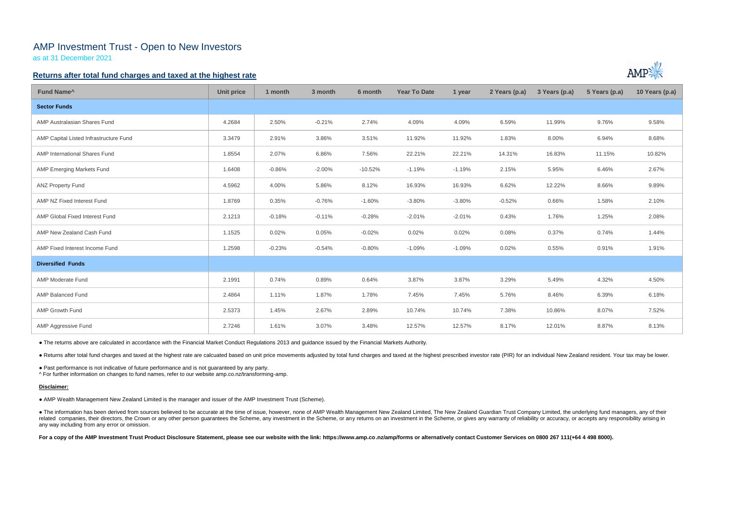# AMP Investment Trust - Open to New Investors

as at 31 December 2021

## Returns after total fund charges and taxed at the highest rate

| Fund Name^ | Unit price | 1 month | 3 month | 6 month | Year To Date | 1 year | 2 Years (p.a) | 3 Years (p.a) | 5 Years (p.a) | 10 Years (p.a) |
|---|---|---|---|---|---|---|---|---|---|---|
| **Sector Funds** | | | | | | | | | | |
| AMP Australasian Shares Fund | 4.2684 | 2.50% | -0.21% | 2.74% | 4.09% | 4.09% | 6.59% | 11.99% | 9.76% | 9.58% |
| AMP Capital Listed Infrastructure Fund | 3.3479 | 2.91% | 3.86% | 3.51% | 11.92% | 11.92% | 1.83% | 8.00% | 6.94% | 8.68% |
| AMP International Shares Fund | 1.8554 | 2.07% | 6.86% | 7.56% | 22.21% | 22.21% | 14.31% | 16.83% | 11.15% | 10.82% |
| AMP Emerging Markets Fund | 1.6408 | -0.86% | -2.00% | -10.52% | -1.19% | -1.19% | 2.15% | 5.95% | 6.46% | 2.67% |
| ANZ Property Fund | 4.5962 | 4.00% | 5.86% | 8.12% | 16.93% | 16.93% | 6.62% | 12.22% | 8.66% | 9.89% |
| AMP NZ Fixed Interest Fund | 1.8769 | 0.35% | -0.76% | -1.60% | -3.80% | -3.80% | -0.52% | 0.66% | 1.58% | 2.10% |
| AMP Global Fixed Interest Fund | 2.1213 | -0.18% | -0.11% | -0.28% | -2.01% | -2.01% | 0.43% | 1.76% | 1.25% | 2.08% |
| AMP New Zealand Cash Fund | 1.1525 | 0.02% | 0.05% | -0.02% | 0.02% | 0.02% | 0.08% | 0.37% | 0.74% | 1.44% |
| AMP Fixed Interest Income Fund | 1.2598 | -0.23% | -0.54% | -0.80% | -1.09% | -1.09% | 0.02% | 0.55% | 0.91% | 1.91% |
| **Diversified Funds** | | | | | | | | | | |
| AMP Moderate Fund | 2.1991 | 0.74% | 0.89% | 0.64% | 3.87% | 3.87% | 3.29% | 5.49% | 4.32% | 4.50% |
| AMP Balanced Fund | 2.4864 | 1.11% | 1.87% | 1.78% | 7.45% | 7.45% | 5.76% | 8.46% | 6.39% | 6.18% |
| AMP Growth Fund | 2.5373 | 1.45% | 2.67% | 2.89% | 10.74% | 10.74% | 7.38% | 10.86% | 8.07% | 7.52% |
| AMP Aggressive Fund | 2.7246 | 1.61% | 3.07% | 3.48% | 12.57% | 12.57% | 8.17% | 12.01% | 8.87% | 8.13% |

● The returns above are calculated in accordance with the Financial Market Conduct Regulations 2013 and guidance issued by the Financial Markets Authority.

● Returns after total fund charges and taxed at the highest rate are calcuated based on unit price movements adjusted by total fund charges and taxed at the highest prescribed investor rate (PIR) for an individual New Zealand resident. Your tax may be lower.

● Past performance is not indicative of future performance and is not guaranteed by any party.
^ For further information on changes to fund names, refer to our website amp.co.nz/transforming-amp.

**Disclaimer:**

● AMP Wealth Management New Zealand Limited is the manager and issuer of the AMP Investment Trust (Scheme).

● The information has been derived from sources believed to be accurate at the time of issue, however, none of AMP Wealth Management New Zealand Limited, The New Zealand Guardian Trust Company Limited, the underlying fund managers, any of their related companies, their directors, the Crown or any other person guarantees the Scheme, any investment in the Scheme, or any returns on an investment in the Scheme, or gives any warranty of reliability or accuracy, or accepts any responsibility arising in any way including from any error or omission.

**For a copy of the AMP Investment Trust Product Disclosure Statement, please see our website with the link: https://www.amp.co.nz/amp/forms or alternatively contact Customer Services on 0800 267 111(+64 4 498 8000).**